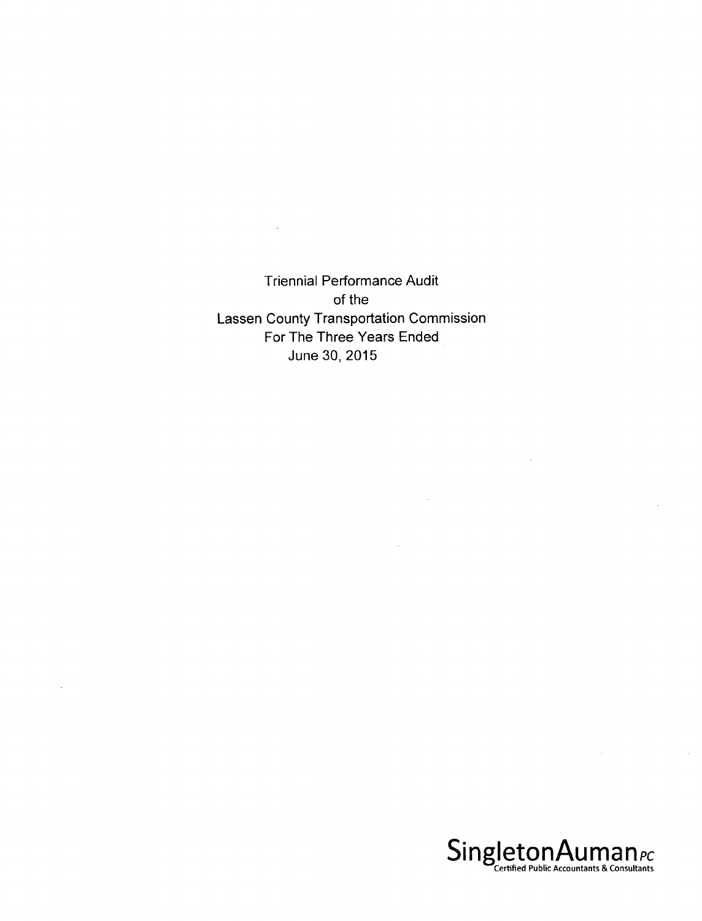# Triennial Performance Audit of the Lassen County Transportation Commission For The Three Years Ended June 30, 2015

SingletonAuman PC
Certified Public Accountants & Consultants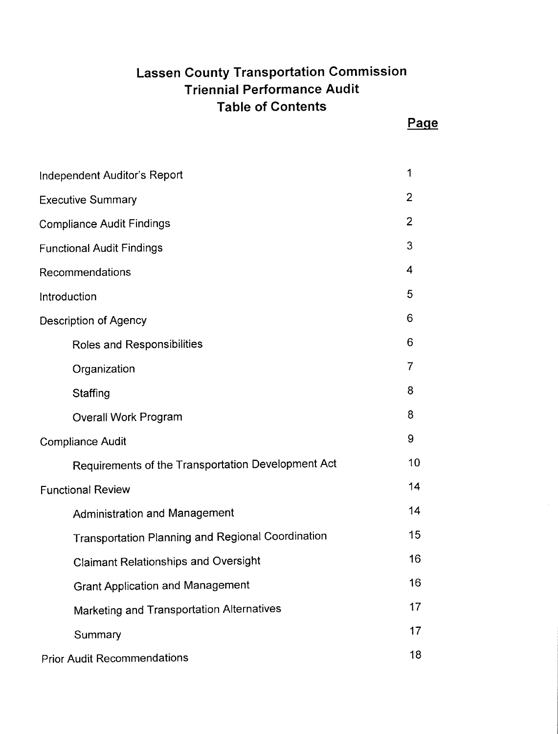# Lassen County Transportation Commission
## Triennial Performance Audit
## Table of Contents

| | Page |
|---|---|
| Independent Auditor's Report | 1 |
| Executive Summary | 2 |
| Compliance Audit Findings | 2 |
| Functional Audit Findings | 3 |
| Recommendations | 4 |
| Introduction | 5 |
| Description of Agency | 6 |
| Roles and Responsibilities | 6 |
| Organization | 7 |
| Staffing | 8 |
| Overall Work Program | 8 |
| Compliance Audit | 9 |
| Requirements of the Transportation Development Act | 10 |
| Functional Review | 14 |
| Administration and Management | 14 |
| Transportation Planning and Regional Coordination | 15 |
| Claimant Relationships and Oversight | 16 |
| Grant Application and Management | 16 |
| Marketing and Transportation Alternatives | 17 |
| Summary | 17 |
| Prior Audit Recommendations | 18 |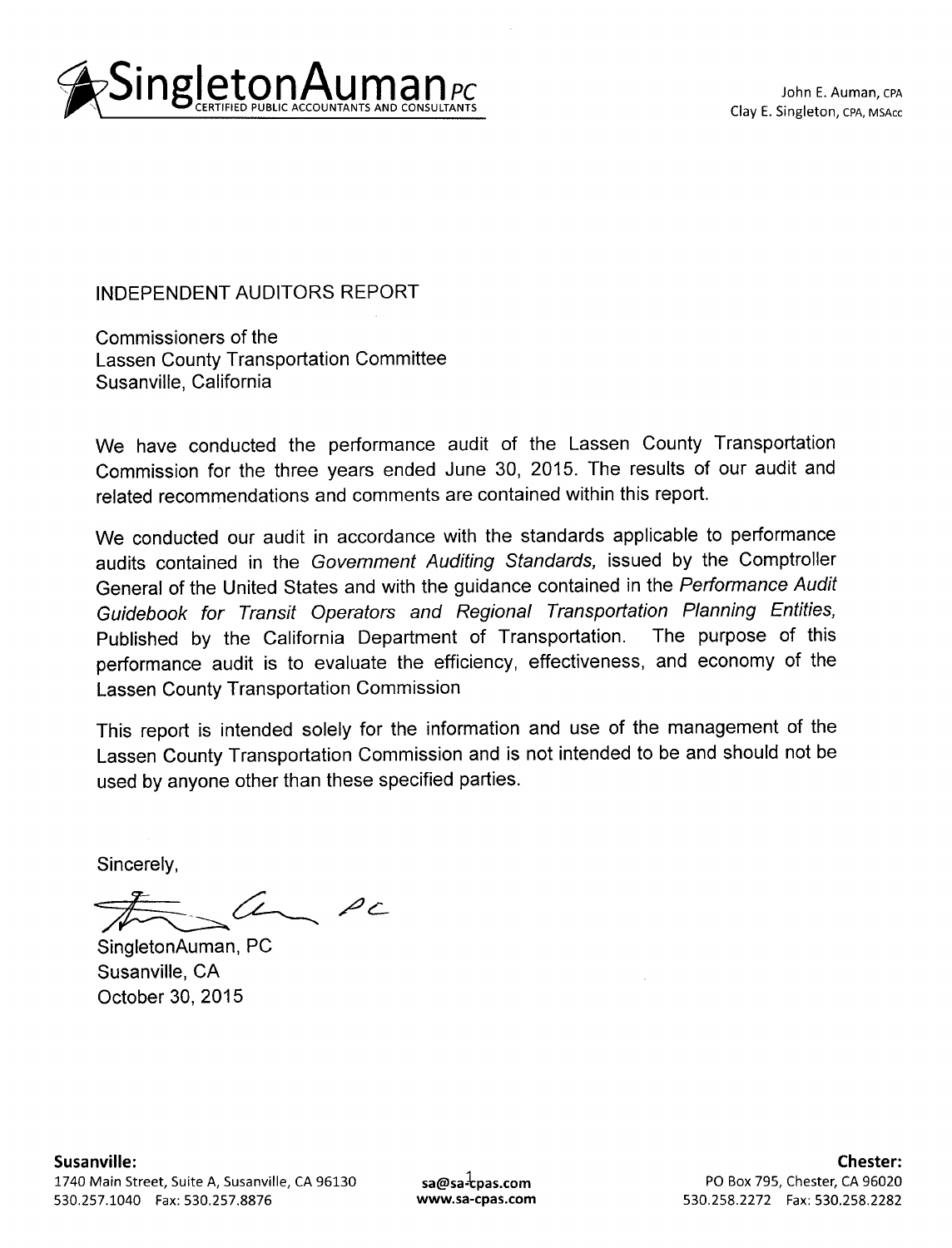# SingletonAuman PC

CERTIFIED PUBLIC ACCOUNTANTS AND CONSULTANTS

John E. Auman, CPA
Clay E. Singleton, CPA, MSAcc

INDEPENDENT AUDITORS REPORT

Commissioners of the
Lassen County Transportation Committee
Susanville, California

We have conducted the performance audit of the Lassen County Transportation Commission for the three years ended June 30, 2015. The results of our audit and related recommendations and comments are contained within this report.

We conducted our audit in accordance with the standards applicable to performance audits contained in the *Government Auditing Standards,* issued by the Comptroller General of the United States and with the guidance contained in the *Performance Audit Guidebook for Transit Operators and Regional Transportation Planning Entities,* Published by the California Department of Transportation. The purpose of this performance audit is to evaluate the efficiency, effectiveness, and economy of the Lassen County Transportation Commission

This report is intended solely for the information and use of the management of the Lassen County Transportation Commission and is not intended to be and should not be used by anyone other than these specified parties.

Sincerely,

SingletonAuman, PC
Susanville, CA
October 30, 2015

**Susanville:**
1740 Main Street, Suite A, Susanville, CA 96130
530.257.1040 Fax: 530.257.8876

**sa@sa-cpas.com**
**www.sa-cpas.com**

**Chester:**
PO Box 795, Chester, CA 96020
530.258.2272 Fax: 530.258.2282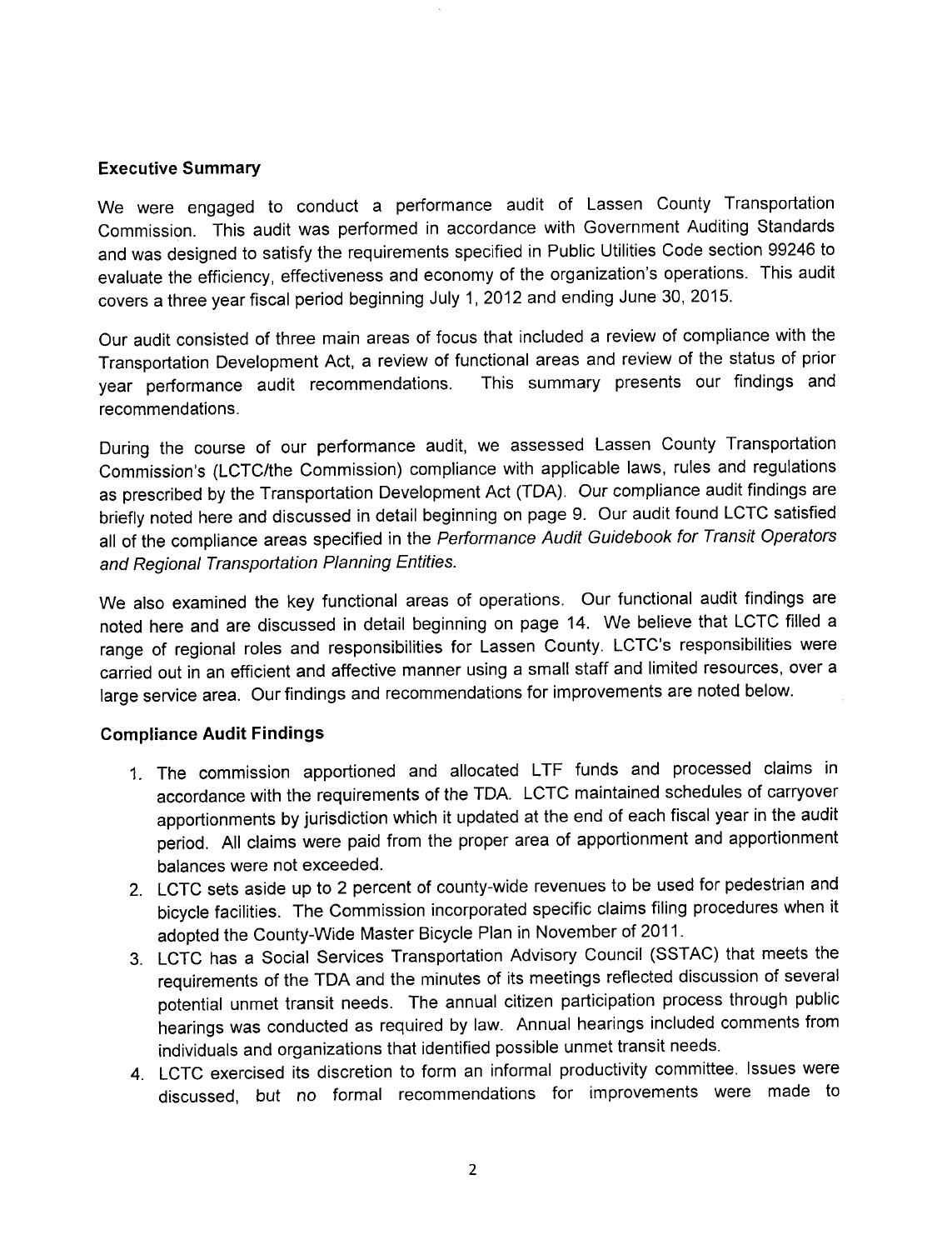### Executive Summary

We were engaged to conduct a performance audit of Lassen County Transportation Commission. This audit was performed in accordance with Government Auditing Standards and was designed to satisfy the requirements specified in Public Utilities Code section 99246 to evaluate the efficiency, effectiveness and economy of the organization's operations. This audit covers a three year fiscal period beginning July 1, 2012 and ending June 30, 2015.

Our audit consisted of three main areas of focus that included a review of compliance with the Transportation Development Act, a review of functional areas and review of the status of prior year performance audit recommendations. This summary presents our findings and recommendations.

During the course of our performance audit, we assessed Lassen County Transportation Commission's (LCTC/the Commission) compliance with applicable laws, rules and regulations as prescribed by the Transportation Development Act (TDA). Our compliance audit findings are briefly noted here and discussed in detail beginning on page 9. Our audit found LCTC satisfied all of the compliance areas specified in the *Performance Audit Guidebook for Transit Operators and Regional Transportation Planning Entities.*

We also examined the key functional areas of operations. Our functional audit findings are noted here and are discussed in detail beginning on page 14. We believe that LCTC filled a range of regional roles and responsibilities for Lassen County. LCTC's responsibilities were carried out in an efficient and affective manner using a small staff and limited resources, over a large service area. Our findings and recommendations for improvements are noted below.

### Compliance Audit Findings

1. The commission apportioned and allocated LTF funds and processed claims in accordance with the requirements of the TDA. LCTC maintained schedules of carryover apportionments by jurisdiction which it updated at the end of each fiscal year in the audit period. All claims were paid from the proper area of apportionment and apportionment balances were not exceeded.
2. LCTC sets aside up to 2 percent of county-wide revenues to be used for pedestrian and bicycle facilities. The Commission incorporated specific claims filing procedures when it adopted the County-Wide Master Bicycle Plan in November of 2011.
3. LCTC has a Social Services Transportation Advisory Council (SSTAC) that meets the requirements of the TDA and the minutes of its meetings reflected discussion of several potential unmet transit needs. The annual citizen participation process through public hearings was conducted as required by law. Annual hearings included comments from individuals and organizations that identified possible unmet transit needs.
4. LCTC exercised its discretion to form an informal productivity committee. Issues were discussed, but no formal recommendations for improvements were made to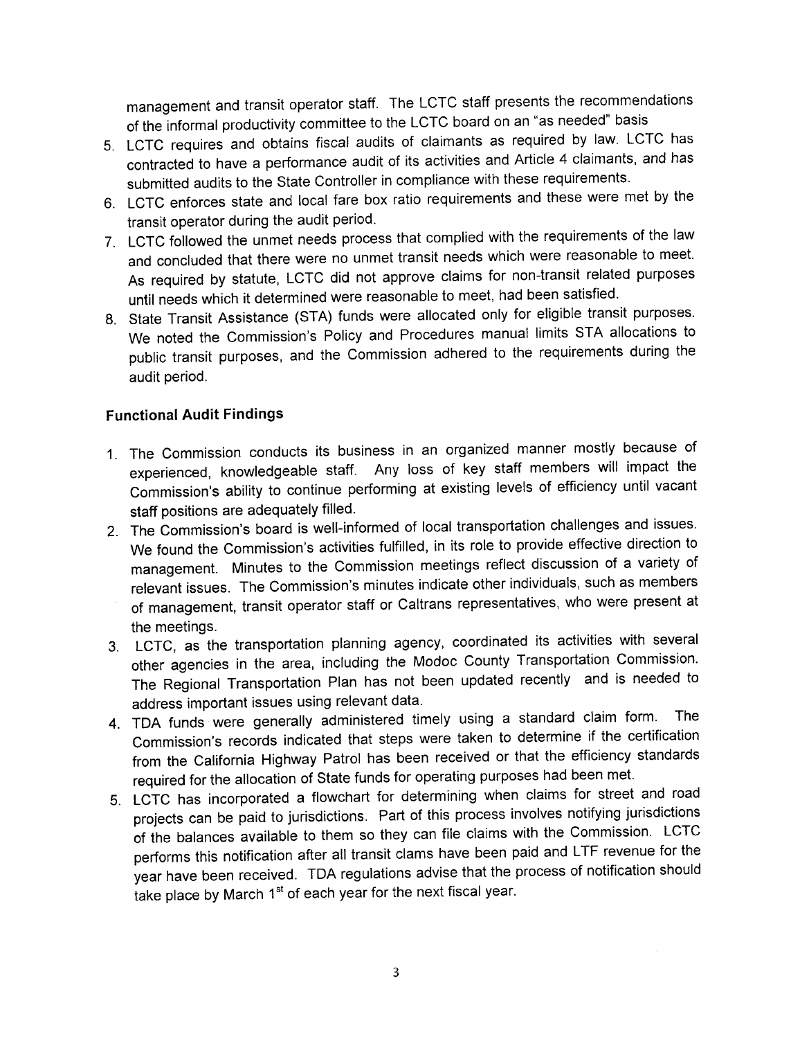management and transit operator staff. The LCTC staff presents the recommendations of the informal productivity committee to the LCTC board on an "as needed" basis

5. LCTC requires and obtains fiscal audits of claimants as required by law. LCTC has contracted to have a performance audit of its activities and Article 4 claimants, and has submitted audits to the State Controller in compliance with these requirements.
6. LCTC enforces state and local fare box ratio requirements and these were met by the transit operator during the audit period.
7. LCTC followed the unmet needs process that complied with the requirements of the law and concluded that there were no unmet transit needs which were reasonable to meet. As required by statute, LCTC did not approve claims for non-transit related purposes until needs which it determined were reasonable to meet, had been satisfied.
8. State Transit Assistance (STA) funds were allocated only for eligible transit purposes. We noted the Commission's Policy and Procedures manual limits STA allocations to public transit purposes, and the Commission adhered to the requirements during the audit period.

### Functional Audit Findings

1. The Commission conducts its business in an organized manner mostly because of experienced, knowledgeable staff. Any loss of key staff members will impact the Commission's ability to continue performing at existing levels of efficiency until vacant staff positions are adequately filled.
2. The Commission's board is well-informed of local transportation challenges and issues. We found the Commission's activities fulfilled, in its role to provide effective direction to management. Minutes to the Commission meetings reflect discussion of a variety of relevant issues. The Commission's minutes indicate other individuals, such as members of management, transit operator staff or Caltrans representatives, who were present at the meetings.
3. LCTC, as the transportation planning agency, coordinated its activities with several other agencies in the area, including the Modoc County Transportation Commission. The Regional Transportation Plan has not been updated recently and is needed to address important issues using relevant data.
4. TDA funds were generally administered timely using a standard claim form. The Commission's records indicated that steps were taken to determine if the certification from the California Highway Patrol has been received or that the efficiency standards required for the allocation of State funds for operating purposes had been met.
5. LCTC has incorporated a flowchart for determining when claims for street and road projects can be paid to jurisdictions. Part of this process involves notifying jurisdictions of the balances available to them so they can file claims with the Commission. LCTC performs this notification after all transit clams have been paid and LTF revenue for the year have been received. TDA regulations advise that the process of notification should take place by March 1st of each year for the next fiscal year.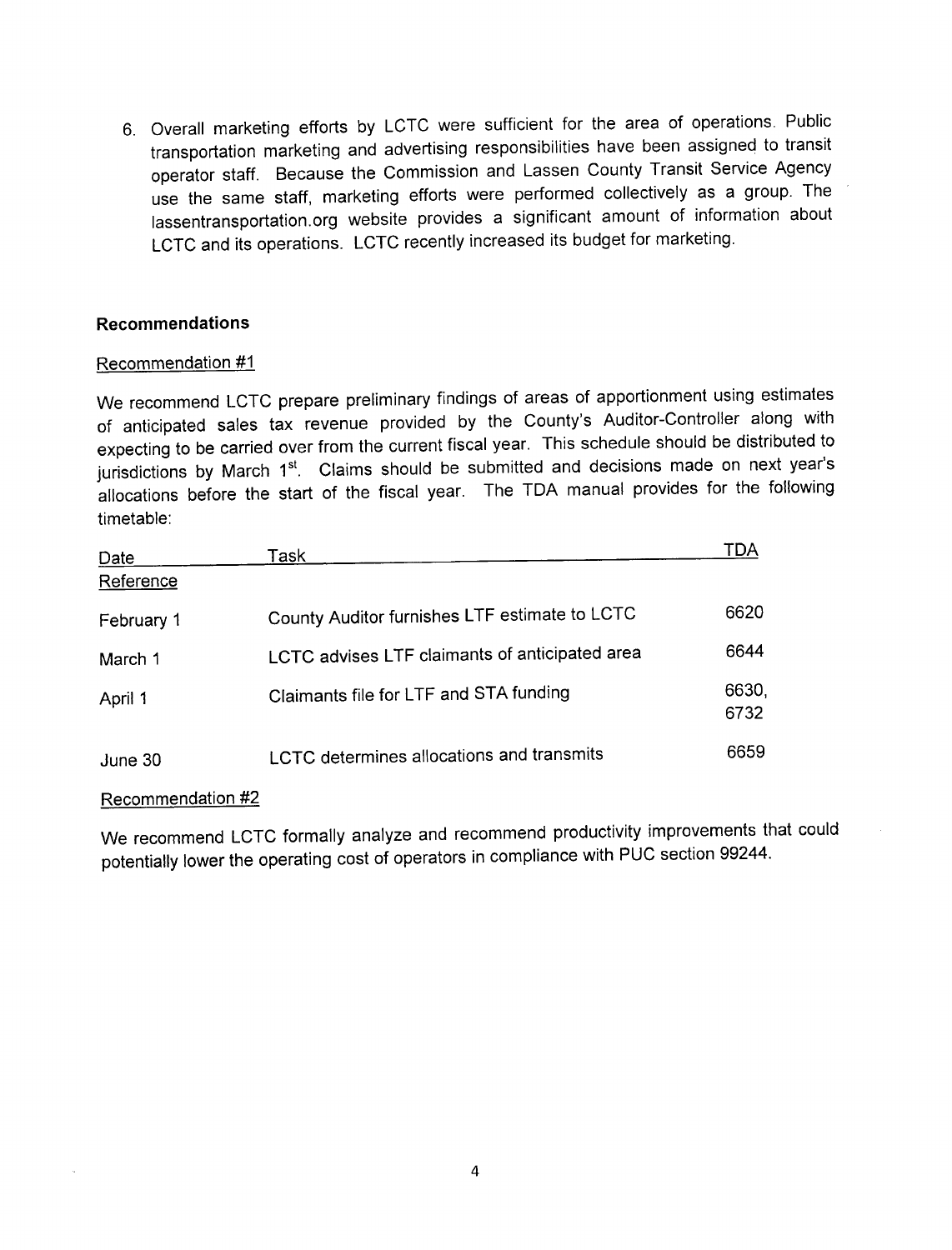6. Overall marketing efforts by LCTC were sufficient for the area of operations. Public transportation marketing and advertising responsibilities have been assigned to transit operator staff. Because the Commission and Lassen County Transit Service Agency use the same staff, marketing efforts were performed collectively as a group. The lassentransportation.org website provides a significant amount of information about LCTC and its operations. LCTC recently increased its budget for marketing.

**Recommendations**

Recommendation #1

We recommend LCTC prepare preliminary findings of areas of apportionment using estimates of anticipated sales tax revenue provided by the County's Auditor-Controller along with expecting to be carried over from the current fiscal year. This schedule should be distributed to jurisdictions by March 1st. Claims should be submitted and decisions made on next year's allocations before the start of the fiscal year. The TDA manual provides for the following timetable:

| Date | Task | TDA Reference |
|---|---|---|
| February 1 | County Auditor furnishes LTF estimate to LCTC | 6620 |
| March 1 | LCTC advises LTF claimants of anticipated area | 6644 |
| April 1 | Claimants file for LTF and STA funding | 6630, 6732 |
| June 30 | LCTC determines allocations and transmits | 6659 |

Recommendation #2

We recommend LCTC formally analyze and recommend productivity improvements that could potentially lower the operating cost of operators in compliance with PUC section 99244.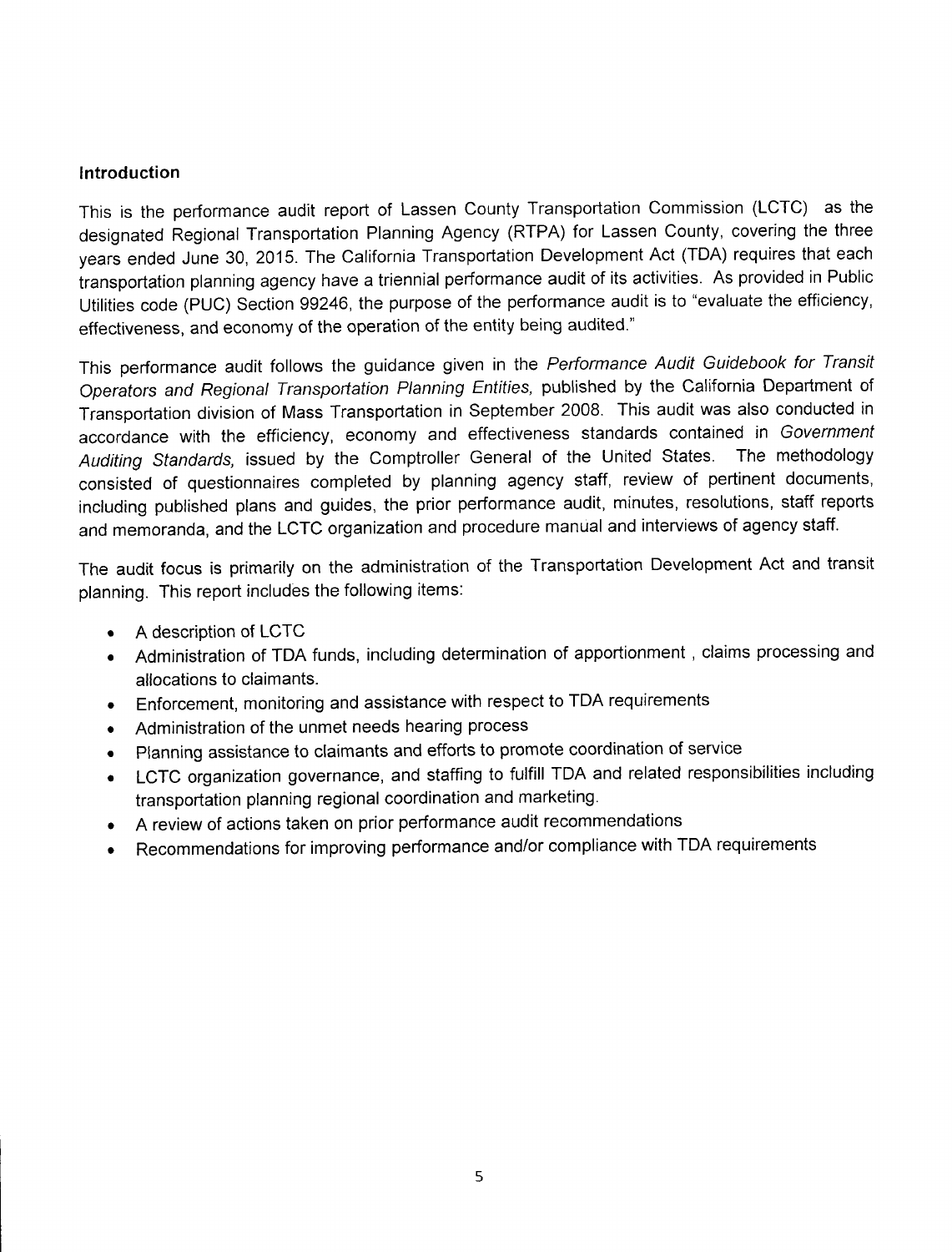## Introduction

This is the performance audit report of Lassen County Transportation Commission (LCTC) as the designated Regional Transportation Planning Agency (RTPA) for Lassen County, covering the three years ended June 30, 2015. The California Transportation Development Act (TDA) requires that each transportation planning agency have a triennial performance audit of its activities. As provided in Public Utilities code (PUC) Section 99246, the purpose of the performance audit is to "evaluate the efficiency, effectiveness, and economy of the operation of the entity being audited."

This performance audit follows the guidance given in the *Performance Audit Guidebook for Transit Operators and Regional Transportation Planning Entities,* published by the California Department of Transportation division of Mass Transportation in September 2008. This audit was also conducted in accordance with the efficiency, economy and effectiveness standards contained in *Government Auditing Standards,* issued by the Comptroller General of the United States. The methodology consisted of questionnaires completed by planning agency staff, review of pertinent documents, including published plans and guides, the prior performance audit, minutes, resolutions, staff reports and memoranda, and the LCTC organization and procedure manual and interviews of agency staff.

The audit focus is primarily on the administration of the Transportation Development Act and transit planning. This report includes the following items:

- A description of LCTC
- Administration of TDA funds, including determination of apportionment , claims processing and allocations to claimants.
- Enforcement, monitoring and assistance with respect to TDA requirements
- Administration of the unmet needs hearing process
- Planning assistance to claimants and efforts to promote coordination of service
- LCTC organization governance, and staffing to fulfill TDA and related responsibilities including transportation planning regional coordination and marketing.
- A review of actions taken on prior performance audit recommendations
- Recommendations for improving performance and/or compliance with TDA requirements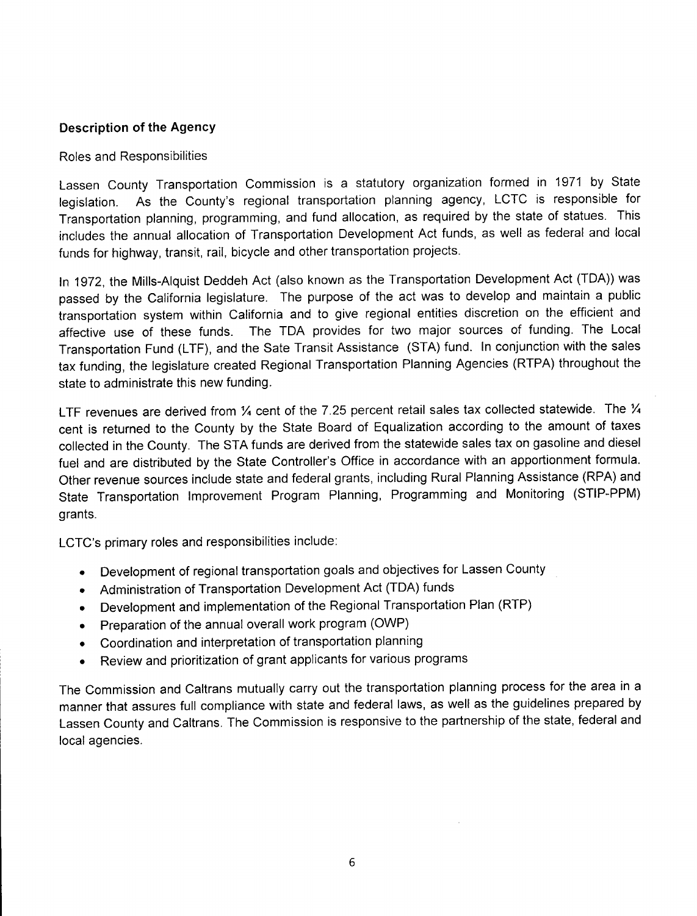## Description of the Agency

Roles and Responsibilities

Lassen County Transportation Commission is a statutory organization formed in 1971 by State legislation. As the County's regional transportation planning agency, LCTC is responsible for Transportation planning, programming, and fund allocation, as required by the state of statues. This includes the annual allocation of Transportation Development Act funds, as well as federal and local funds for highway, transit, rail, bicycle and other transportation projects.

In 1972, the Mills-Alquist Deddeh Act (also known as the Transportation Development Act (TDA)) was passed by the California legislature. The purpose of the act was to develop and maintain a public transportation system within California and to give regional entities discretion on the efficient and affective use of these funds. The TDA provides for two major sources of funding. The Local Transportation Fund (LTF), and the Sate Transit Assistance (STA) fund. In conjunction with the sales tax funding, the legislature created Regional Transportation Planning Agencies (RTPA) throughout the state to administrate this new funding.

LTF revenues are derived from ¼ cent of the 7.25 percent retail sales tax collected statewide. The ¼ cent is returned to the County by the State Board of Equalization according to the amount of taxes collected in the County. The STA funds are derived from the statewide sales tax on gasoline and diesel fuel and are distributed by the State Controller's Office in accordance with an apportionment formula. Other revenue sources include state and federal grants, including Rural Planning Assistance (RPA) and State Transportation Improvement Program Planning, Programming and Monitoring (STIP-PPM) grants.

LCTC's primary roles and responsibilities include:

- Development of regional transportation goals and objectives for Lassen County
- Administration of Transportation Development Act (TDA) funds
- Development and implementation of the Regional Transportation Plan (RTP)
- Preparation of the annual overall work program (OWP)
- Coordination and interpretation of transportation planning
- Review and prioritization of grant applicants for various programs

The Commission and Caltrans mutually carry out the transportation planning process for the area in a manner that assures full compliance with state and federal laws, as well as the guidelines prepared by Lassen County and Caltrans. The Commission is responsive to the partnership of the state, federal and local agencies.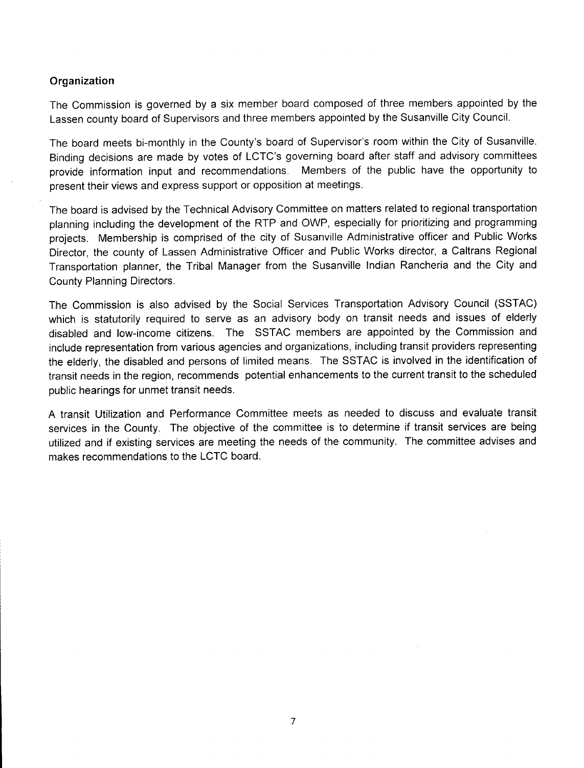### Organization

The Commission is governed by a six member board composed of three members appointed by the Lassen county board of Supervisors and three members appointed by the Susanville City Council.

The board meets bi-monthly in the County's board of Supervisor's room within the City of Susanville. Binding decisions are made by votes of LCTC's governing board after staff and advisory committees provide information input and recommendations. Members of the public have the opportunity to present their views and express support or opposition at meetings.

The board is advised by the Technical Advisory Committee on matters related to regional transportation planning including the development of the RTP and OWP, especially for prioritizing and programming projects. Membership is comprised of the city of Susanville Administrative officer and Public Works Director, the county of Lassen Administrative Officer and Public Works director, a Caltrans Regional Transportation planner, the Tribal Manager from the Susanville Indian Rancheria and the City and County Planning Directors.

The Commission is also advised by the Social Services Transportation Advisory Council (SSTAC) which is statutorily required to serve as an advisory body on transit needs and issues of elderly disabled and low-income citizens. The SSTAC members are appointed by the Commission and include representation from various agencies and organizations, including transit providers representing the elderly, the disabled and persons of limited means. The SSTAC is involved in the identification of transit needs in the region, recommends potential enhancements to the current transit to the scheduled public hearings for unmet transit needs.

A transit Utilization and Performance Committee meets as needed to discuss and evaluate transit services in the County. The objective of the committee is to determine if transit services are being utilized and if existing services are meeting the needs of the community. The committee advises and makes recommendations to the LCTC board.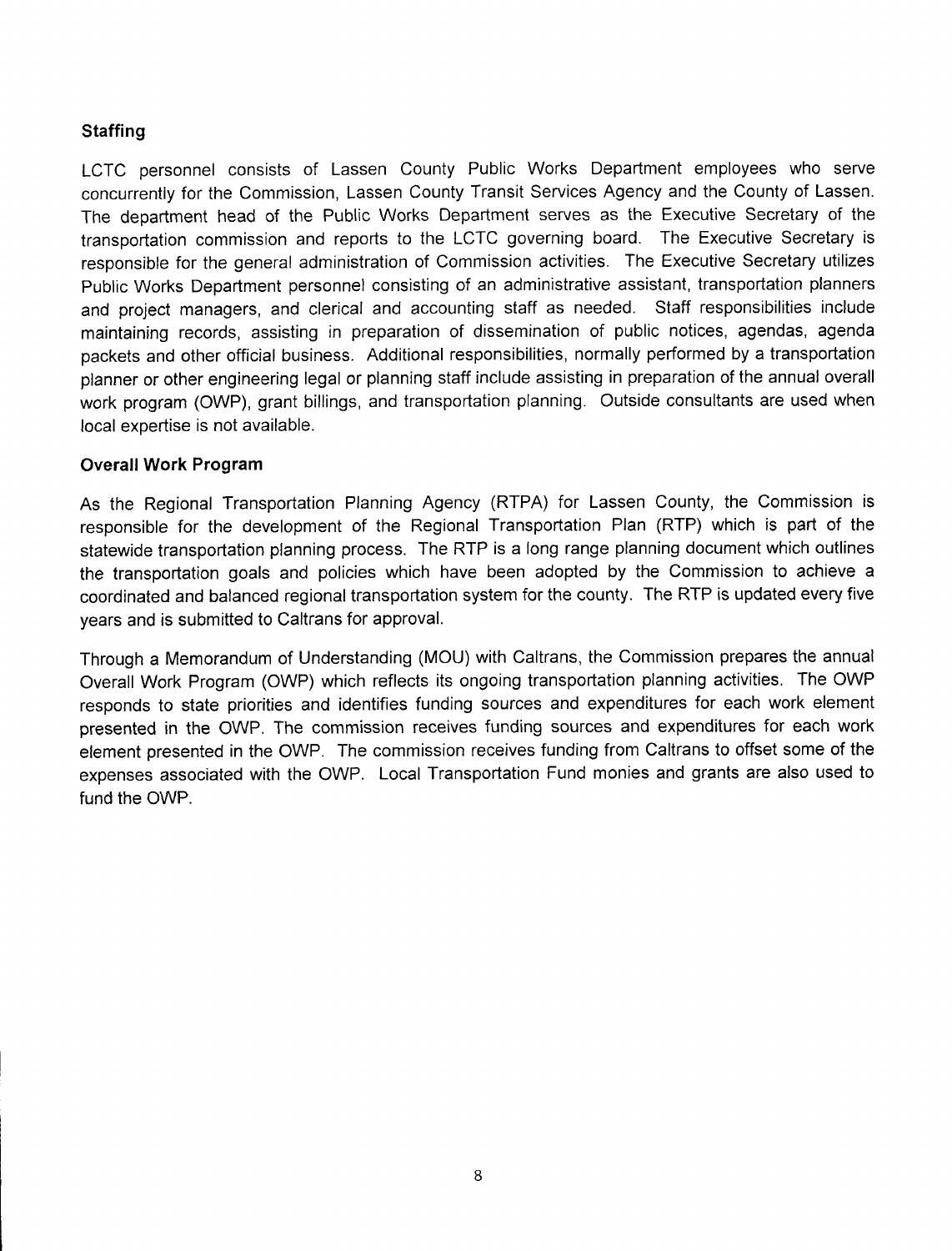## Staffing

LCTC personnel consists of Lassen County Public Works Department employees who serve concurrently for the Commission, Lassen County Transit Services Agency and the County of Lassen. The department head of the Public Works Department serves as the Executive Secretary of the transportation commission and reports to the LCTC governing board. The Executive Secretary is responsible for the general administration of Commission activities. The Executive Secretary utilizes Public Works Department personnel consisting of an administrative assistant, transportation planners and project managers, and clerical and accounting staff as needed. Staff responsibilities include maintaining records, assisting in preparation of dissemination of public notices, agendas, agenda packets and other official business. Additional responsibilities, normally performed by a transportation planner or other engineering legal or planning staff include assisting in preparation of the annual overall work program (OWP), grant billings, and transportation planning. Outside consultants are used when local expertise is not available.

## Overall Work Program

As the Regional Transportation Planning Agency (RTPA) for Lassen County, the Commission is responsible for the development of the Regional Transportation Plan (RTP) which is part of the statewide transportation planning process. The RTP is a long range planning document which outlines the transportation goals and policies which have been adopted by the Commission to achieve a coordinated and balanced regional transportation system for the county. The RTP is updated every five years and is submitted to Caltrans for approval.

Through a Memorandum of Understanding (MOU) with Caltrans, the Commission prepares the annual Overall Work Program (OWP) which reflects its ongoing transportation planning activities. The OWP responds to state priorities and identifies funding sources and expenditures for each work element presented in the OWP. The commission receives funding sources and expenditures for each work element presented in the OWP. The commission receives funding from Caltrans to offset some of the expenses associated with the OWP. Local Transportation Fund monies and grants are also used to fund the OWP.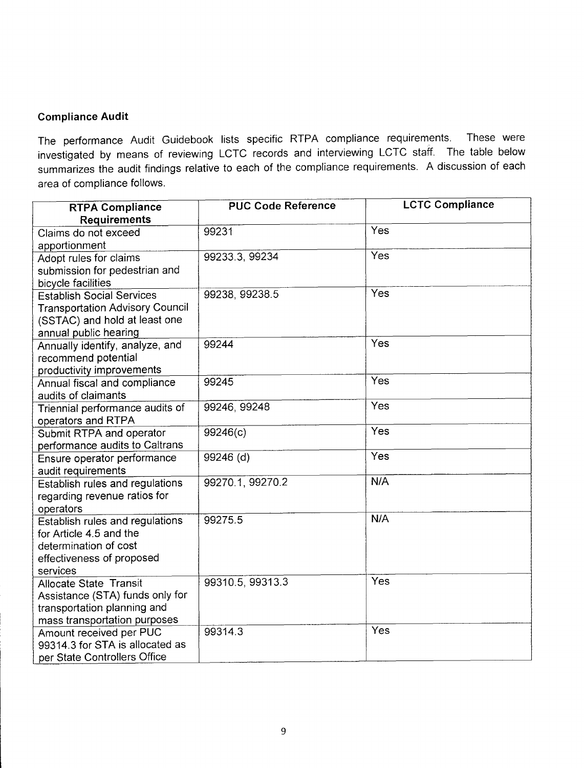### Compliance Audit

The performance Audit Guidebook lists specific RTPA compliance requirements. These were investigated by means of reviewing LCTC records and interviewing LCTC staff. The table below summarizes the audit findings relative to each of the compliance requirements. A discussion of each area of compliance follows.

| RTPA Compliance Requirements | PUC Code Reference | LCTC Compliance |
|---|---|---|
| Claims do not exceed apportionment | 99231 | Yes |
| Adopt rules for claims submission for pedestrian and bicycle facilities | 99233.3, 99234 | Yes |
| Establish Social Services Transportation Advisory Council (SSTAC) and hold at least one annual public hearing | 99238, 99238.5 | Yes |
| Annually identify, analyze, and recommend potential productivity improvements | 99244 | Yes |
| Annual fiscal and compliance audits of claimants | 99245 | Yes |
| Triennial performance audits of operators and RTPA | 99246, 99248 | Yes |
| Submit RTPA and operator performance audits to Caltrans | 99246(c) | Yes |
| Ensure operator performance audit requirements | 99246 (d) | Yes |
| Establish rules and regulations regarding revenue ratios for operators | 99270.1, 99270.2 | N/A |
| Establish rules and regulations for Article 4.5 and the determination of cost effectiveness of proposed services | 99275.5 | N/A |
| Allocate State Transit Assistance (STA) funds only for transportation planning and mass transportation purposes | 99310.5, 99313.3 | Yes |
| Amount received per PUC 99314.3 for STA is allocated as per State Controllers Office | 99314.3 | Yes |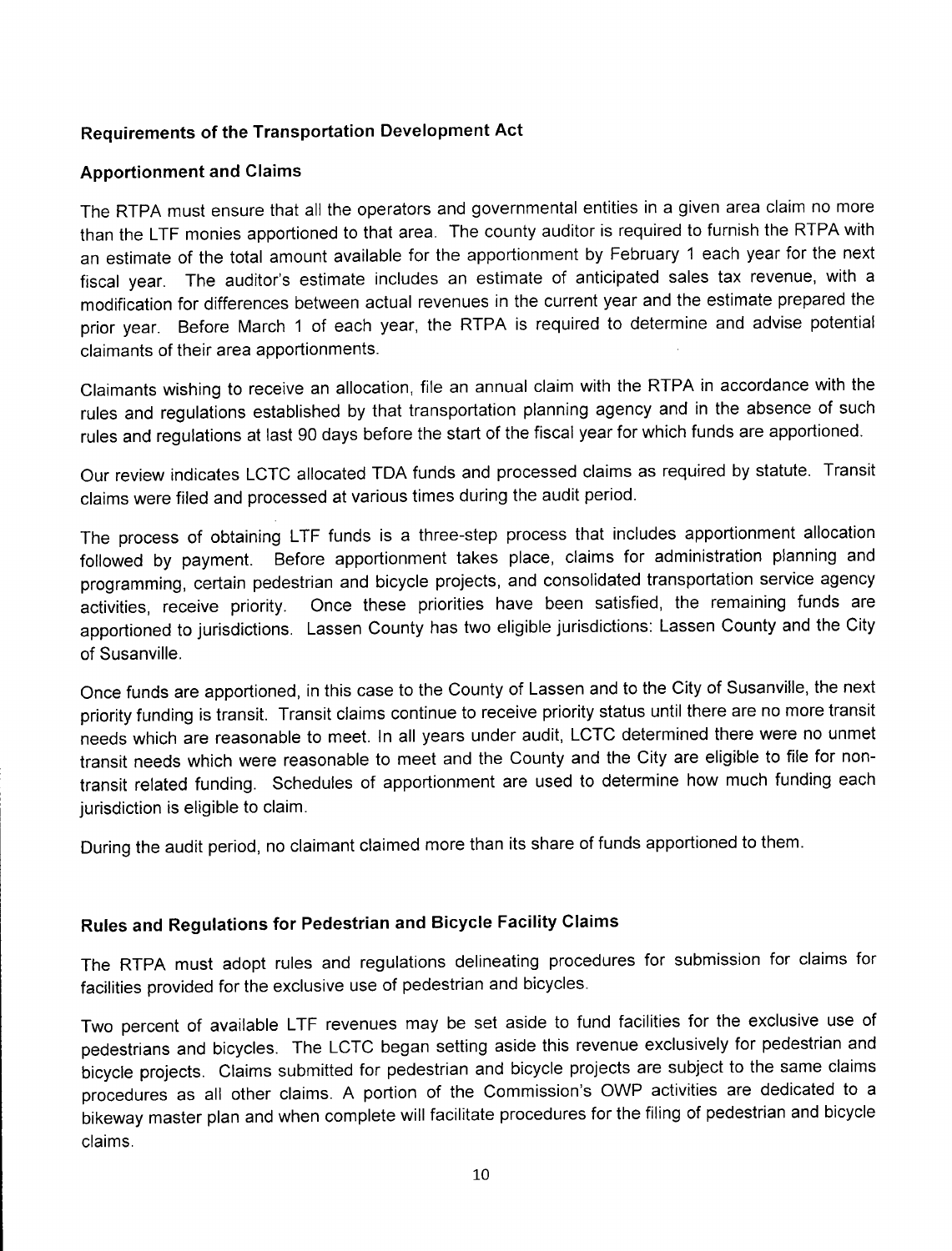## Requirements of the Transportation Development Act

### Apportionment and Claims

The RTPA must ensure that all the operators and governmental entities in a given area claim no more than the LTF monies apportioned to that area. The county auditor is required to furnish the RTPA with an estimate of the total amount available for the apportionment by February 1 each year for the next fiscal year. The auditor's estimate includes an estimate of anticipated sales tax revenue, with a modification for differences between actual revenues in the current year and the estimate prepared the prior year. Before March 1 of each year, the RTPA is required to determine and advise potential claimants of their area apportionments.

Claimants wishing to receive an allocation, file an annual claim with the RTPA in accordance with the rules and regulations established by that transportation planning agency and in the absence of such rules and regulations at last 90 days before the start of the fiscal year for which funds are apportioned.

Our review indicates LCTC allocated TDA funds and processed claims as required by statute. Transit claims were filed and processed at various times during the audit period.

The process of obtaining LTF funds is a three-step process that includes apportionment allocation followed by payment. Before apportionment takes place, claims for administration planning and programming, certain pedestrian and bicycle projects, and consolidated transportation service agency activities, receive priority. Once these priorities have been satisfied, the remaining funds are apportioned to jurisdictions. Lassen County has two eligible jurisdictions: Lassen County and the City of Susanville.

Once funds are apportioned, in this case to the County of Lassen and to the City of Susanville, the next priority funding is transit. Transit claims continue to receive priority status until there are no more transit needs which are reasonable to meet. In all years under audit, LCTC determined there were no unmet transit needs which were reasonable to meet and the County and the City are eligible to file for non-transit related funding. Schedules of apportionment are used to determine how much funding each jurisdiction is eligible to claim.

During the audit period, no claimant claimed more than its share of funds apportioned to them.

## Rules and Regulations for Pedestrian and Bicycle Facility Claims

The RTPA must adopt rules and regulations delineating procedures for submission for claims for facilities provided for the exclusive use of pedestrian and bicycles.

Two percent of available LTF revenues may be set aside to fund facilities for the exclusive use of pedestrians and bicycles. The LCTC began setting aside this revenue exclusively for pedestrian and bicycle projects. Claims submitted for pedestrian and bicycle projects are subject to the same claims procedures as all other claims. A portion of the Commission's OWP activities are dedicated to a bikeway master plan and when complete will facilitate procedures for the filing of pedestrian and bicycle claims.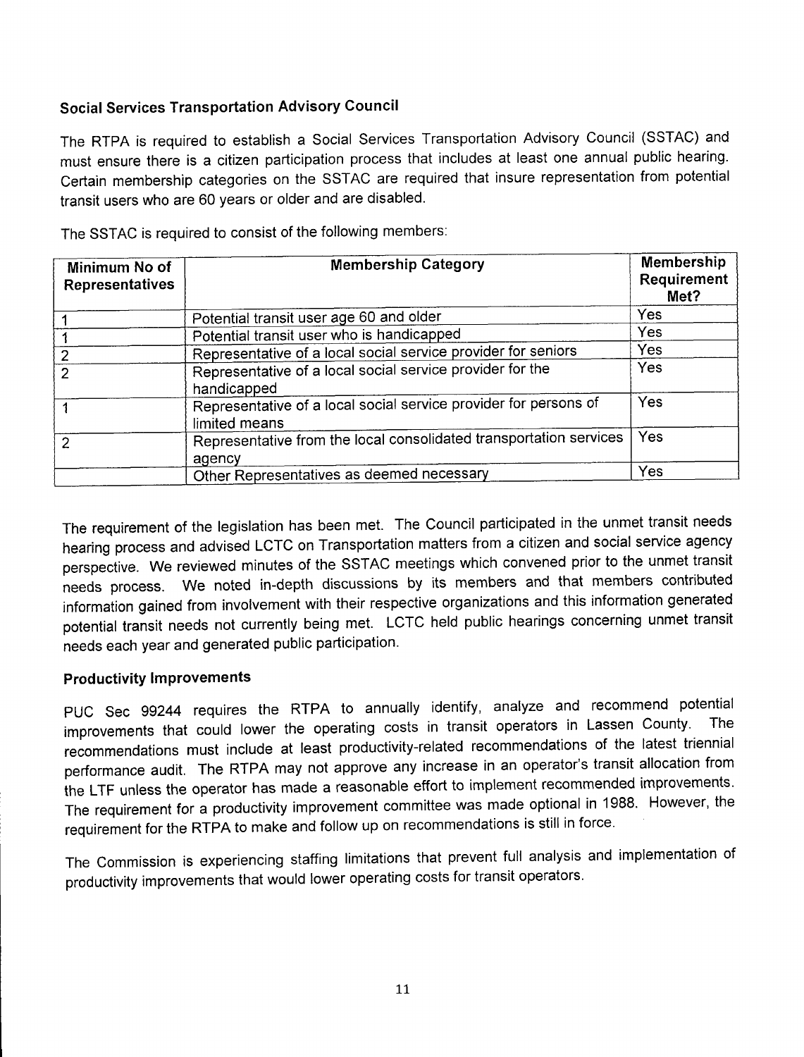### Social Services Transportation Advisory Council

The RTPA is required to establish a Social Services Transportation Advisory Council (SSTAC) and must ensure there is a citizen participation process that includes at least one annual public hearing. Certain membership categories on the SSTAC are required that insure representation from potential transit users who are 60 years or older and are disabled.

The SSTAC is required to consist of the following members:

| Minimum No of Representatives | Membership Category | Membership Requirement Met? |
|---|---|---|
| 1 | Potential transit user age 60 and older | Yes |
| 1 | Potential transit user who is handicapped | Yes |
| 2 | Representative of a local social service provider for seniors | Yes |
| 2 | Representative of a local social service provider for the handicapped | Yes |
| 1 | Representative of a local social service provider for persons of limited means | Yes |
| 2 | Representative from the local consolidated transportation services agency | Yes |
| | Other Representatives as deemed necessary | Yes |

The requirement of the legislation has been met. The Council participated in the unmet transit needs hearing process and advised LCTC on Transportation matters from a citizen and social service agency perspective. We reviewed minutes of the SSTAC meetings which convened prior to the unmet transit needs process. We noted in-depth discussions by its members and that members contributed information gained from involvement with their respective organizations and this information generated potential transit needs not currently being met. LCTC held public hearings concerning unmet transit needs each year and generated public participation.

### Productivity Improvements

PUC Sec 99244 requires the RTPA to annually identify, analyze and recommend potential improvements that could lower the operating costs in transit operators in Lassen County. The recommendations must include at least productivity-related recommendations of the latest triennial performance audit. The RTPA may not approve any increase in an operator's transit allocation from the LTF unless the operator has made a reasonable effort to implement recommended improvements. The requirement for a productivity improvement committee was made optional in 1988. However, the requirement for the RTPA to make and follow up on recommendations is still in force.

The Commission is experiencing staffing limitations that prevent full analysis and implementation of productivity improvements that would lower operating costs for transit operators.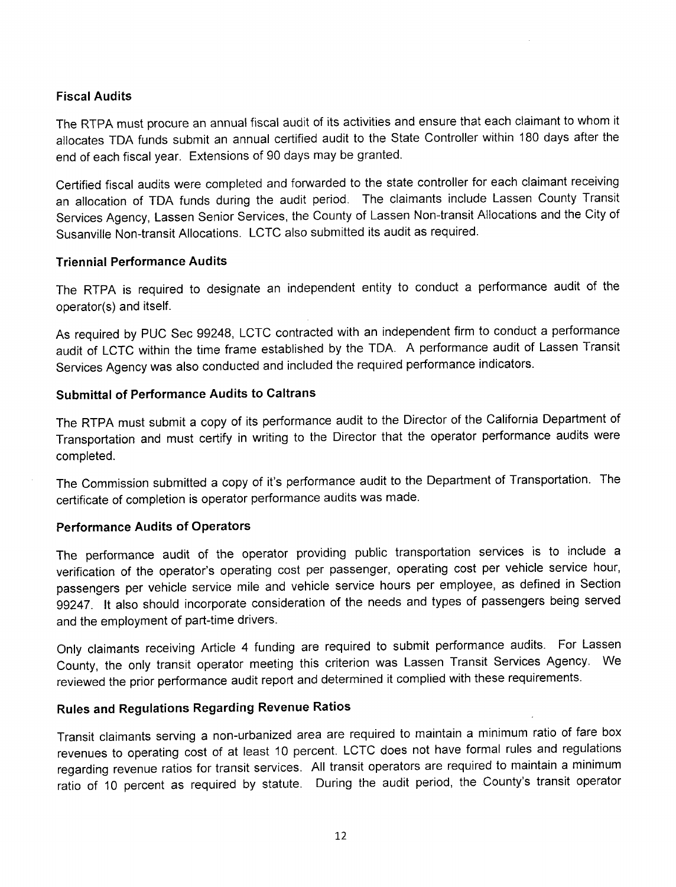### Fiscal Audits

The RTPA must procure an annual fiscal audit of its activities and ensure that each claimant to whom it allocates TDA funds submit an annual certified audit to the State Controller within 180 days after the end of each fiscal year. Extensions of 90 days may be granted.

Certified fiscal audits were completed and forwarded to the state controller for each claimant receiving an allocation of TDA funds during the audit period. The claimants include Lassen County Transit Services Agency, Lassen Senior Services, the County of Lassen Non-transit Allocations and the City of Susanville Non-transit Allocations. LCTC also submitted its audit as required.

### Triennial Performance Audits

The RTPA is required to designate an independent entity to conduct a performance audit of the operator(s) and itself.

As required by PUC Sec 99248, LCTC contracted with an independent firm to conduct a performance audit of LCTC within the time frame established by the TDA. A performance audit of Lassen Transit Services Agency was also conducted and included the required performance indicators.

### Submittal of Performance Audits to Caltrans

The RTPA must submit a copy of its performance audit to the Director of the California Department of Transportation and must certify in writing to the Director that the operator performance audits were completed.

The Commission submitted a copy of it's performance audit to the Department of Transportation. The certificate of completion is operator performance audits was made.

### Performance Audits of Operators

The performance audit of the operator providing public transportation services is to include a verification of the operator's operating cost per passenger, operating cost per vehicle service hour, passengers per vehicle service mile and vehicle service hours per employee, as defined in Section 99247. It also should incorporate consideration of the needs and types of passengers being served and the employment of part-time drivers.

Only claimants receiving Article 4 funding are required to submit performance audits. For Lassen County, the only transit operator meeting this criterion was Lassen Transit Services Agency. We reviewed the prior performance audit report and determined it complied with these requirements.

### Rules and Regulations Regarding Revenue Ratios

Transit claimants serving a non-urbanized area are required to maintain a minimum ratio of fare box revenues to operating cost of at least 10 percent. LCTC does not have formal rules and regulations regarding revenue ratios for transit services. All transit operators are required to maintain a minimum ratio of 10 percent as required by statute. During the audit period, the County's transit operator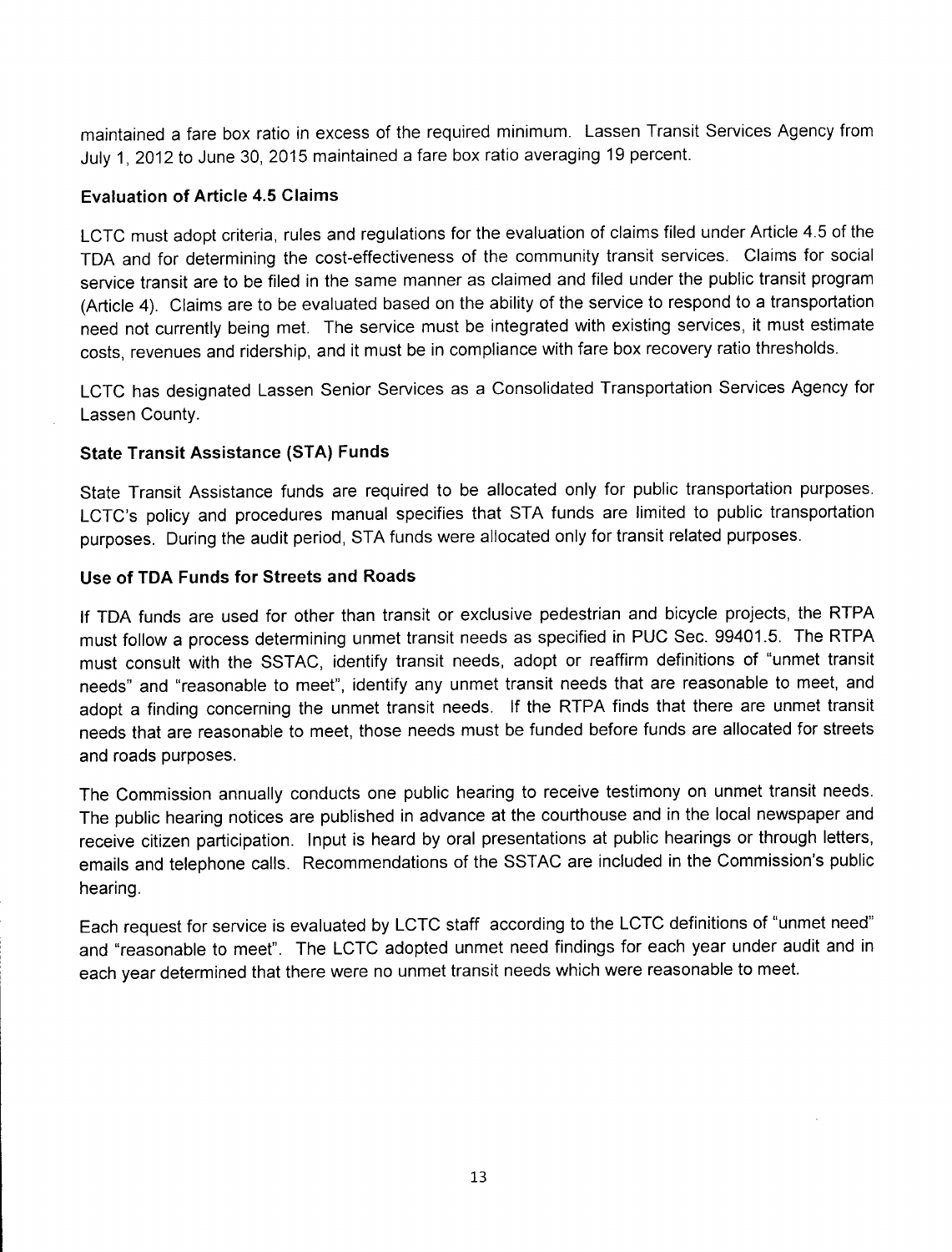maintained a fare box ratio in excess of the required minimum. Lassen Transit Services Agency from July 1, 2012 to June 30, 2015 maintained a fare box ratio averaging 19 percent.

### Evaluation of Article 4.5 Claims

LCTC must adopt criteria, rules and regulations for the evaluation of claims filed under Article 4.5 of the TDA and for determining the cost-effectiveness of the community transit services. Claims for social service transit are to be filed in the same manner as claimed and filed under the public transit program (Article 4). Claims are to be evaluated based on the ability of the service to respond to a transportation need not currently being met. The service must be integrated with existing services, it must estimate costs, revenues and ridership, and it must be in compliance with fare box recovery ratio thresholds.

LCTC has designated Lassen Senior Services as a Consolidated Transportation Services Agency for Lassen County.

### State Transit Assistance (STA) Funds

State Transit Assistance funds are required to be allocated only for public transportation purposes. LCTC's policy and procedures manual specifies that STA funds are limited to public transportation purposes. During the audit period, STA funds were allocated only for transit related purposes.

### Use of TDA Funds for Streets and Roads

If TDA funds are used for other than transit or exclusive pedestrian and bicycle projects, the RTPA must follow a process determining unmet transit needs as specified in PUC Sec. 99401.5. The RTPA must consult with the SSTAC, identify transit needs, adopt or reaffirm definitions of "unmet transit needs" and "reasonable to meet", identify any unmet transit needs that are reasonable to meet, and adopt a finding concerning the unmet transit needs. If the RTPA finds that there are unmet transit needs that are reasonable to meet, those needs must be funded before funds are allocated for streets and roads purposes.

The Commission annually conducts one public hearing to receive testimony on unmet transit needs. The public hearing notices are published in advance at the courthouse and in the local newspaper and receive citizen participation. Input is heard by oral presentations at public hearings or through letters, emails and telephone calls. Recommendations of the SSTAC are included in the Commission's public hearing.

Each request for service is evaluated by LCTC staff according to the LCTC definitions of "unmet need" and "reasonable to meet". The LCTC adopted unmet need findings for each year under audit and in each year determined that there were no unmet transit needs which were reasonable to meet.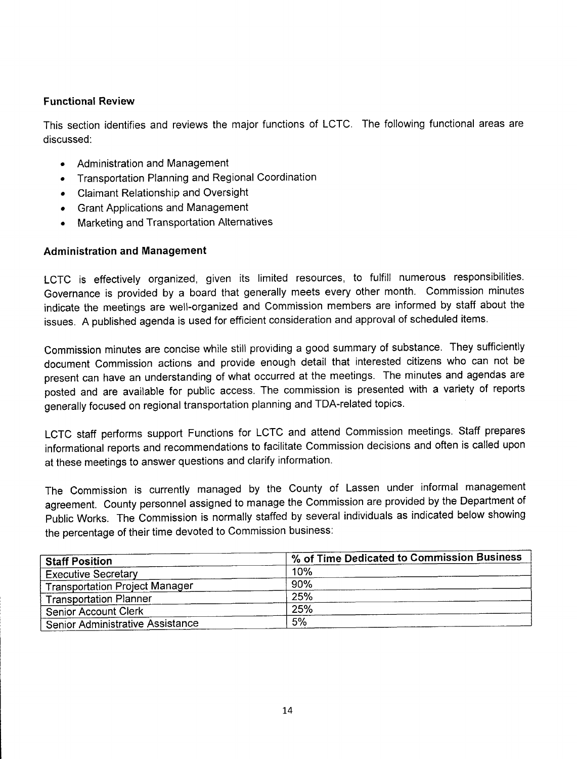### Functional Review

This section identifies and reviews the major functions of LCTC. The following functional areas are discussed:

- Administration and Management
- Transportation Planning and Regional Coordination
- Claimant Relationship and Oversight
- Grant Applications and Management
- Marketing and Transportation Alternatives

### Administration and Management

LCTC is effectively organized, given its limited resources, to fulfill numerous responsibilities. Governance is provided by a board that generally meets every other month. Commission minutes indicate the meetings are well-organized and Commission members are informed by staff about the issues. A published agenda is used for efficient consideration and approval of scheduled items.

Commission minutes are concise while still providing a good summary of substance. They sufficiently document Commission actions and provide enough detail that interested citizens who can not be present can have an understanding of what occurred at the meetings. The minutes and agendas are posted and are available for public access. The commission is presented with a variety of reports generally focused on regional transportation planning and TDA-related topics.

LCTC staff performs support Functions for LCTC and attend Commission meetings. Staff prepares informational reports and recommendations to facilitate Commission decisions and often is called upon at these meetings to answer questions and clarify information.

The Commission is currently managed by the County of Lassen under informal management agreement. County personnel assigned to manage the Commission are provided by the Department of Public Works. The Commission is normally staffed by several individuals as indicated below showing the percentage of their time devoted to Commission business:

| Staff Position | % of Time Dedicated to Commission Business |
|---|---|
| Executive Secretary | 10% |
| Transportation Project Manager | 90% |
| Transportation Planner | 25% |
| Senior Account Clerk | 25% |
| Senior Administrative Assistance | 5% |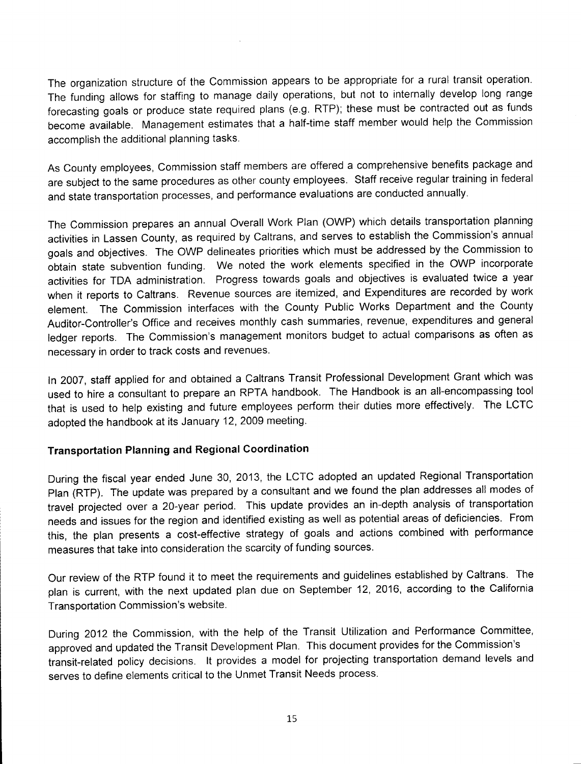The organization structure of the Commission appears to be appropriate for a rural transit operation. The funding allows for staffing to manage daily operations, but not to internally develop long range forecasting goals or produce state required plans (e.g. RTP); these must be contracted out as funds become available. Management estimates that a half-time staff member would help the Commission accomplish the additional planning tasks.

As County employees, Commission staff members are offered a comprehensive benefits package and are subject to the same procedures as other county employees. Staff receive regular training in federal and state transportation processes, and performance evaluations are conducted annually.

The Commission prepares an annual Overall Work Plan (OWP) which details transportation planning activities in Lassen County, as required by Caltrans, and serves to establish the Commission's annual goals and objectives. The OWP delineates priorities which must be addressed by the Commission to obtain state subvention funding. We noted the work elements specified in the OWP incorporate activities for TDA administration. Progress towards goals and objectives is evaluated twice a year when it reports to Caltrans. Revenue sources are itemized, and Expenditures are recorded by work element. The Commission interfaces with the County Public Works Department and the County Auditor-Controller's Office and receives monthly cash summaries, revenue, expenditures and general ledger reports. The Commission's management monitors budget to actual comparisons as often as necessary in order to track costs and revenues.

In 2007, staff applied for and obtained a Caltrans Transit Professional Development Grant which was used to hire a consultant to prepare an RPTA handbook. The Handbook is an all-encompassing tool that is used to help existing and future employees perform their duties more effectively. The LCTC adopted the handbook at its January 12, 2009 meeting.

### Transportation Planning and Regional Coordination

During the fiscal year ended June 30, 2013, the LCTC adopted an updated Regional Transportation Plan (RTP). The update was prepared by a consultant and we found the plan addresses all modes of travel projected over a 20-year period. This update provides an in-depth analysis of transportation needs and issues for the region and identified existing as well as potential areas of deficiencies. From this, the plan presents a cost-effective strategy of goals and actions combined with performance measures that take into consideration the scarcity of funding sources.

Our review of the RTP found it to meet the requirements and guidelines established by Caltrans. The plan is current, with the next updated plan due on September 12, 2016, according to the California Transportation Commission's website.

During 2012 the Commission, with the help of the Transit Utilization and Performance Committee, approved and updated the Transit Development Plan. This document provides for the Commission's transit-related policy decisions. It provides a model for projecting transportation demand levels and serves to define elements critical to the Unmet Transit Needs process.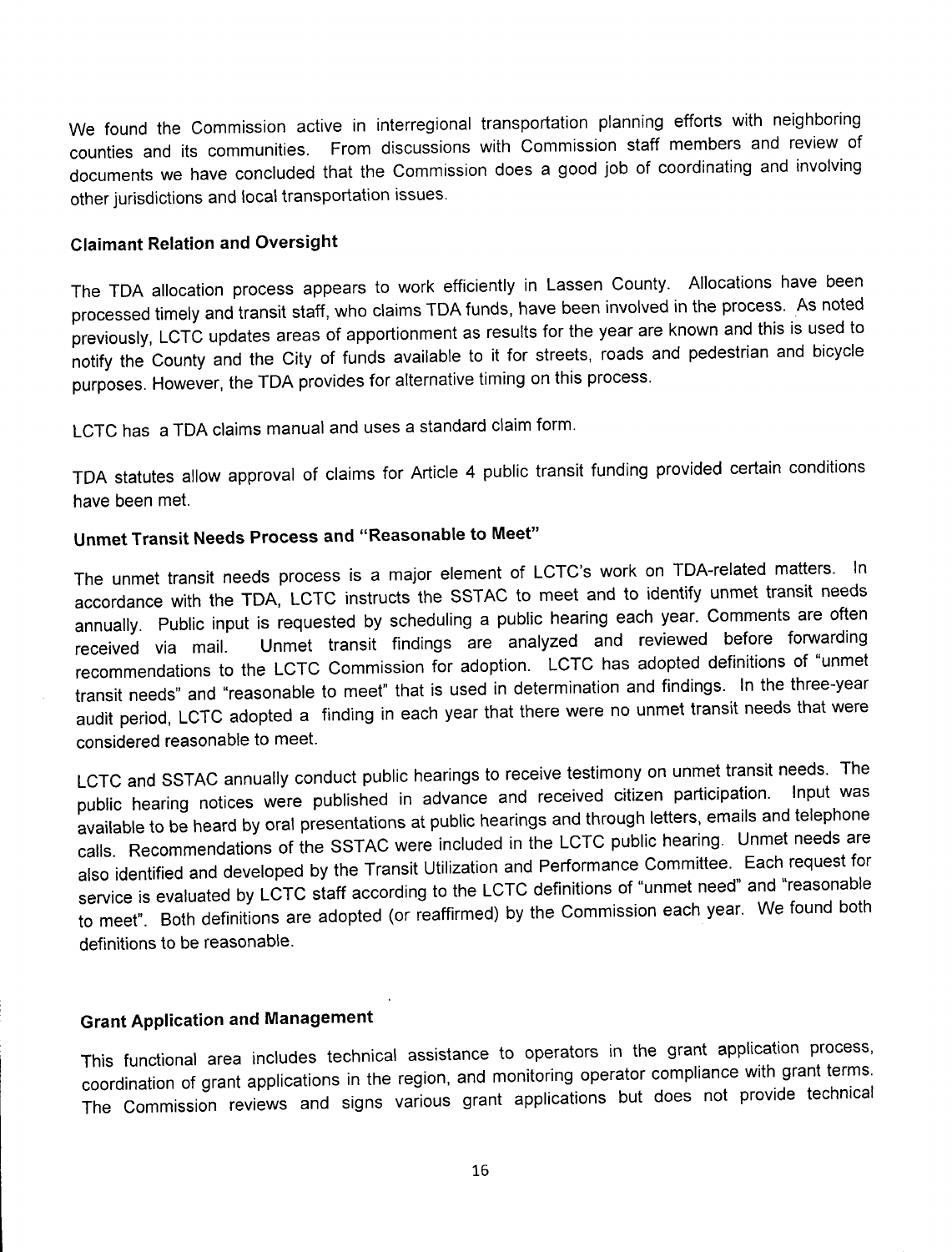We found the Commission active in interregional transportation planning efforts with neighboring counties and its communities. From discussions with Commission staff members and review of documents we have concluded that the Commission does a good job of coordinating and involving other jurisdictions and local transportation issues.

### Claimant Relation and Oversight

The TDA allocation process appears to work efficiently in Lassen County. Allocations have been processed timely and transit staff, who claims TDA funds, have been involved in the process. As noted previously, LCTC updates areas of apportionment as results for the year are known and this is used to notify the County and the City of funds available to it for streets, roads and pedestrian and bicycle purposes. However, the TDA provides for alternative timing on this process.

LCTC has a TDA claims manual and uses a standard claim form.

TDA statutes allow approval of claims for Article 4 public transit funding provided certain conditions have been met.

### Unmet Transit Needs Process and "Reasonable to Meet"

The unmet transit needs process is a major element of LCTC's work on TDA-related matters. In accordance with the TDA, LCTC instructs the SSTAC to meet and to identify unmet transit needs annually. Public input is requested by scheduling a public hearing each year. Comments are often received via mail. Unmet transit findings are analyzed and reviewed before forwarding recommendations to the LCTC Commission for adoption. LCTC has adopted definitions of "unmet transit needs" and "reasonable to meet" that is used in determination and findings. In the three-year audit period, LCTC adopted a finding in each year that there were no unmet transit needs that were considered reasonable to meet.

LCTC and SSTAC annually conduct public hearings to receive testimony on unmet transit needs. The public hearing notices were published in advance and received citizen participation. Input was available to be heard by oral presentations at public hearings and through letters, emails and telephone calls. Recommendations of the SSTAC were included in the LCTC public hearing. Unmet needs are also identified and developed by the Transit Utilization and Performance Committee. Each request for service is evaluated by LCTC staff according to the LCTC definitions of "unmet need" and "reasonable to meet". Both definitions are adopted (or reaffirmed) by the Commission each year. We found both definitions to be reasonable.

### Grant Application and Management

This functional area includes technical assistance to operators in the grant application process, coordination of grant applications in the region, and monitoring operator compliance with grant terms. The Commission reviews and signs various grant applications but does not provide technical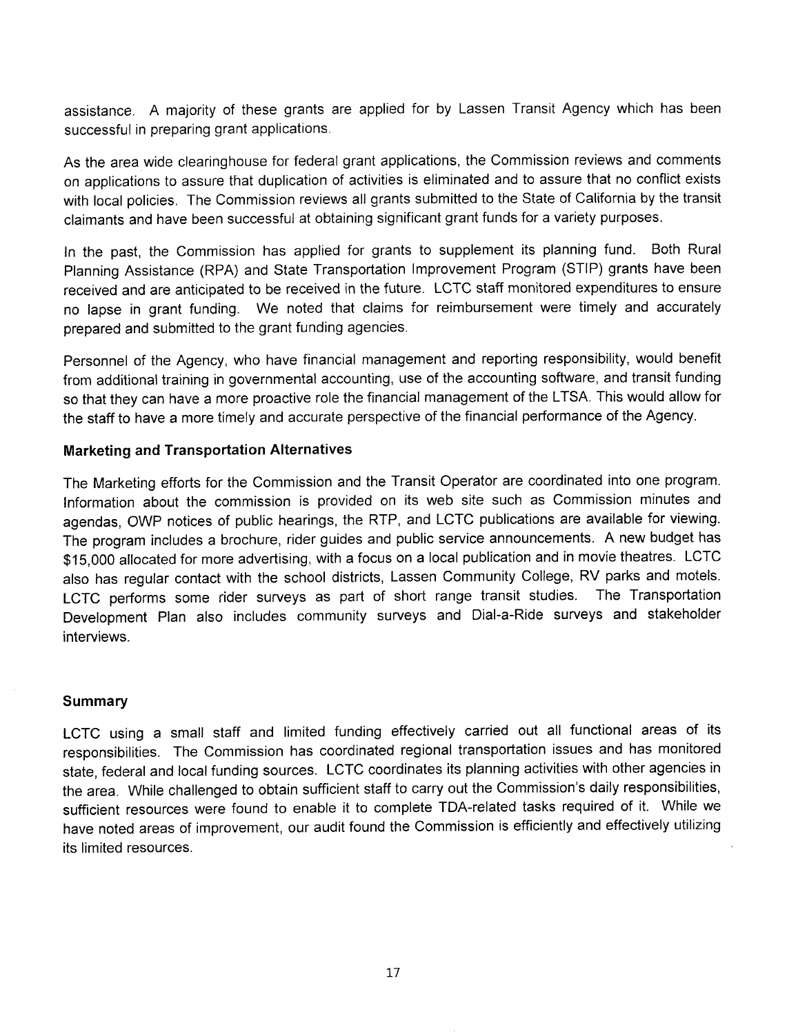assistance. A majority of these grants are applied for by Lassen Transit Agency which has been successful in preparing grant applications.

As the area wide clearinghouse for federal grant applications, the Commission reviews and comments on applications to assure that duplication of activities is eliminated and to assure that no conflict exists with local policies. The Commission reviews all grants submitted to the State of California by the transit claimants and have been successful at obtaining significant grant funds for a variety purposes.

In the past, the Commission has applied for grants to supplement its planning fund. Both Rural Planning Assistance (RPA) and State Transportation Improvement Program (STIP) grants have been received and are anticipated to be received in the future. LCTC staff monitored expenditures to ensure no lapse in grant funding. We noted that claims for reimbursement were timely and accurately prepared and submitted to the grant funding agencies.

Personnel of the Agency, who have financial management and reporting responsibility, would benefit from additional training in governmental accounting, use of the accounting software, and transit funding so that they can have a more proactive role the financial management of the LTSA. This would allow for the staff to have a more timely and accurate perspective of the financial performance of the Agency.

### Marketing and Transportation Alternatives

The Marketing efforts for the Commission and the Transit Operator are coordinated into one program. Information about the commission is provided on its web site such as Commission minutes and agendas, OWP notices of public hearings, the RTP, and LCTC publications are available for viewing. The program includes a brochure, rider guides and public service announcements. A new budget has $15,000 allocated for more advertising, with a focus on a local publication and in movie theatres. LCTC also has regular contact with the school districts, Lassen Community College, RV parks and motels. LCTC performs some rider surveys as part of short range transit studies. The Transportation Development Plan also includes community surveys and Dial-a-Ride surveys and stakeholder interviews.

### Summary

LCTC using a small staff and limited funding effectively carried out all functional areas of its responsibilities. The Commission has coordinated regional transportation issues and has monitored state, federal and local funding sources. LCTC coordinates its planning activities with other agencies in the area. While challenged to obtain sufficient staff to carry out the Commission's daily responsibilities, sufficient resources were found to enable it to complete TDA-related tasks required of it. While we have noted areas of improvement, our audit found the Commission is efficiently and effectively utilizing its limited resources.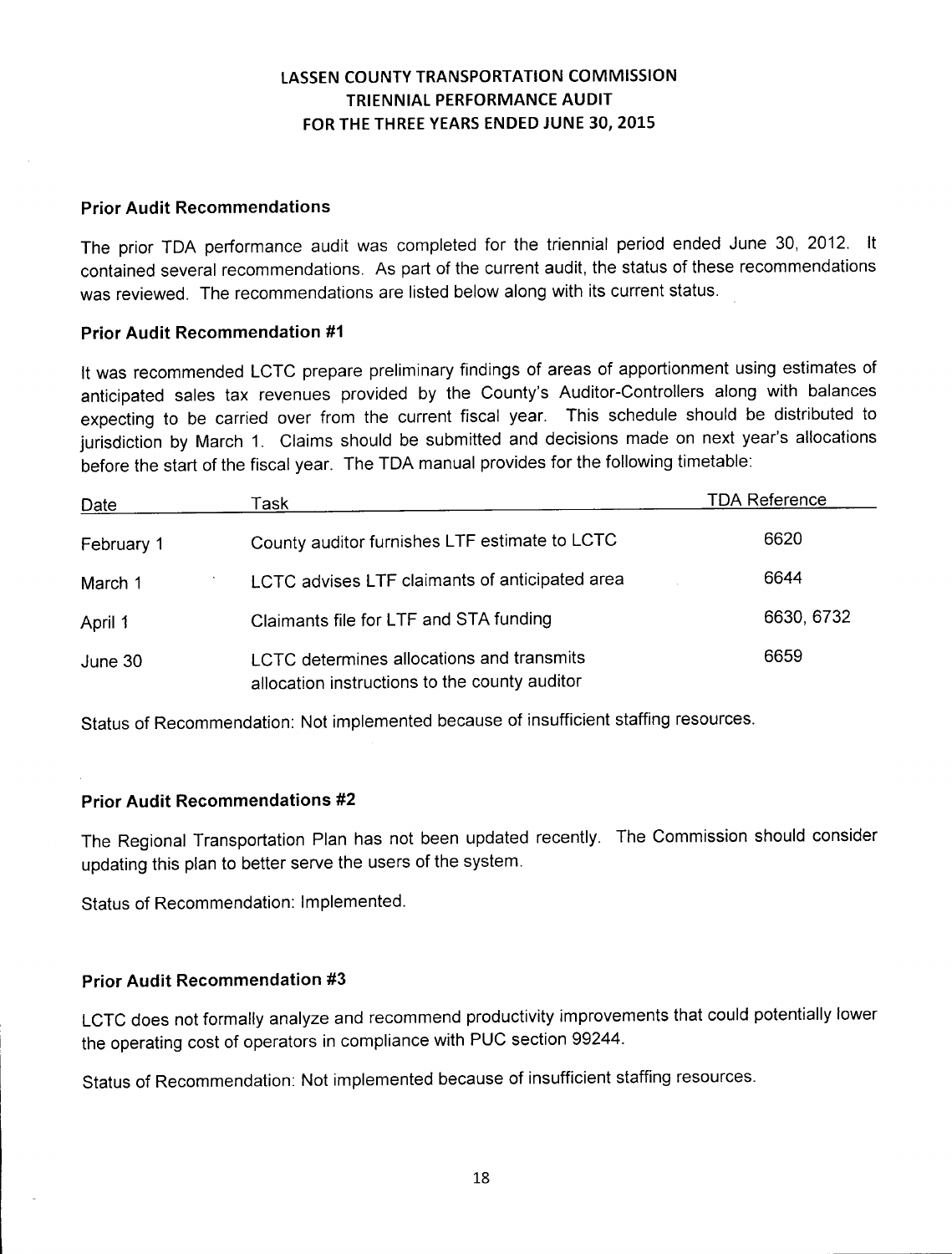# LASSEN COUNTY TRANSPORTATION COMMISSION
# TRIENNIAL PERFORMANCE AUDIT
# FOR THE THREE YEARS ENDED JUNE 30, 2015

## Prior Audit Recommendations

The prior TDA performance audit was completed for the triennial period ended June 30, 2012. It contained several recommendations. As part of the current audit, the status of these recommendations was reviewed. The recommendations are listed below along with its current status.

### Prior Audit Recommendation #1

It was recommended LCTC prepare preliminary findings of areas of apportionment using estimates of anticipated sales tax revenues provided by the County's Auditor-Controllers along with balances expecting to be carried over from the current fiscal year. This schedule should be distributed to jurisdiction by March 1. Claims should be submitted and decisions made on next year's allocations before the start of the fiscal year. The TDA manual provides for the following timetable:

| Date | Task | TDA Reference |
|---|---|---|
| February 1 | County auditor furnishes LTF estimate to LCTC | 6620 |
| March 1 | LCTC advises LTF claimants of anticipated area | 6644 |
| April 1 | Claimants file for LTF and STA funding | 6630, 6732 |
| June 30 | LCTC determines allocations and transmits allocation instructions to the county auditor | 6659 |

Status of Recommendation: Not implemented because of insufficient staffing resources.

### Prior Audit Recommendations #2

The Regional Transportation Plan has not been updated recently. The Commission should consider updating this plan to better serve the users of the system.

Status of Recommendation: Implemented.

### Prior Audit Recommendation #3

LCTC does not formally analyze and recommend productivity improvements that could potentially lower the operating cost of operators in compliance with PUC section 99244.

Status of Recommendation: Not implemented because of insufficient staffing resources.